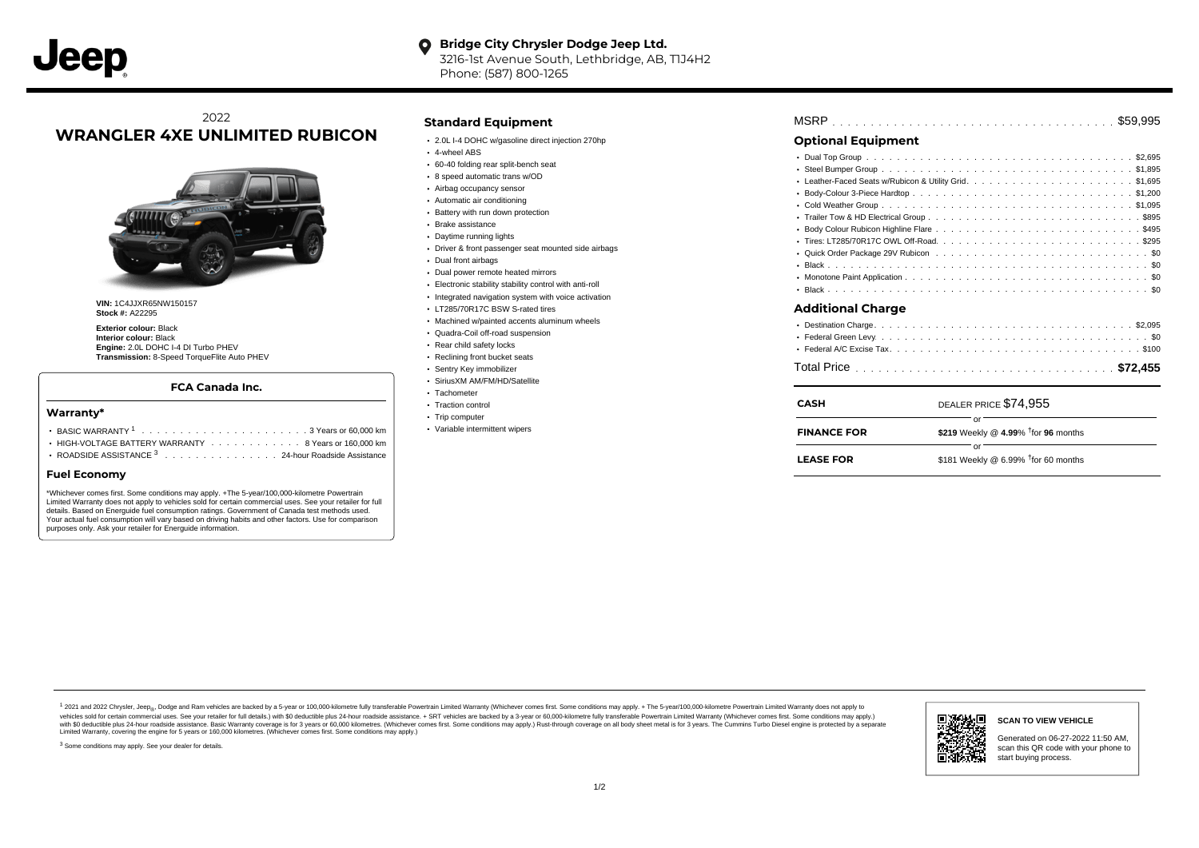Jeep

**Bridge City Chrysler Dodge Jeep Ltd.**
3216-1st Avenue South, Lethbridge, AB, T1J4H2
Phone: (587) 800-1265

2022
# WRANGLER 4XE UNLIMITED RUBICON

**VIN:** 1C4JJXR65NW150157
**Stock #:** A22295

**Exterior colour:** Black
**Interior colour:** Black
**Engine:** 2.0L DOHC I-4 DI Turbo PHEV
**Transmission:** 8-Speed TorqueFlite Auto PHEV

### FCA Canada Inc.

#### Warranty*

- BASIC WARRANTY [1] . . . . . 3 Years or 60,000 km
- HIGH-VOLTAGE BATTERY WARRANTY . . . . . 8 Years or 160,000 km
- ROADSIDE ASSISTANCE [3] . . . . . 24-hour Roadside Assistance

#### Fuel Economy

*Whichever comes first. Some conditions may apply. +The 5-year/100,000-kilometre Powertrain Limited Warranty does not apply to vehicles sold for certain commercial uses. See your retailer for full details. Based on Energuide fuel consumption ratings. Government of Canada test methods used. Your actual fuel consumption will vary based on driving habits and other factors. Use for comparison purposes only. Ask your retailer for Energuide information.

## Standard Equipment

- 2.0L I-4 DOHC w/gasoline direct injection 270hp
- 4-wheel ABS
- 60-40 folding rear split-bench seat
- 8 speed automatic trans w/OD
- Airbag occupancy sensor
- Automatic air conditioning
- Battery with run down protection
- Brake assistance
- Daytime running lights
- Driver & front passenger seat mounted side airbags
- Dual front airbags
- Dual power remote heated mirrors
- Electronic stability stability control with anti-roll
- Integrated navigation system with voice activation
- LT285/70R17C BSW S-rated tires
- Machined w/painted accents aluminum wheels
- Quadra-Coil off-road suspension
- Rear child safety locks
- Reclining front bucket seats
- Sentry Key immobilizer
- SiriusXM AM/FM/HD/Satellite
- Tachometer
- Traction control
- Trip computer
- Variable intermittent wipers

MSRP . . . . . $59,995

## Optional Equipment

- Dual Top Group . . . . . $2,695
- Steel Bumper Group . . . . . $1,895
- Leather-Faced Seats w/Rubicon & Utility Grid . . . . . $1,695
- Body-Colour 3-Piece Hardtop . . . . . $1,200
- Cold Weather Group . . . . . $1,095
- Trailer Tow & HD Electrical Group . . . . . $895
- Body Colour Rubicon Highline Flare . . . . . $495
- Tires: LT285/70R17C OWL Off-Road . . . . . $295
- Quick Order Package 29V Rubicon . . . . . $0
- Black . . . . . $0
- Monotone Paint Application . . . . . $0
- Black . . . . . $0

## Additional Charge

- Destination Charge . . . . . $2,095
- Federal Green Levy . . . . . $0
- Federal A/C Excise Tax . . . . . $100

Total Price . . . . . **$72,455**

| | |
|---|---|
| **CASH** | DEALER PRICE $74,955 |
| | or |
| **FINANCE FOR** | **$219** Weekly @ **4.99**% †for **96** months |
| | or |
| **LEASE FOR** | $181 Weekly @ 6.99% †for 60 months |

[1] 2021 and 2022 Chrysler, Jeep®, Dodge and Ram vehicles are backed by a 5-year or 100,000-kilometre fully transferable Powertrain Limited Warranty (Whichever comes first. Some conditions may apply. + The 5-year/100,000-kilometre Powertrain Limited Warranty does not apply to vehicles sold for certain commercial uses. See your retailer for full details.) with $0 deductible plus 24-hour roadside assistance. + SRT vehicles are backed by a 3-year or 60,000-kilometre fully transferable Powertrain Limited Warranty (Whichever comes first. Some conditions may apply.) with $0 deductible plus 24-hour roadside assistance. Basic Warranty coverage is for 3 years or 60,000 kilometres. (Whichever comes first. Some conditions may apply.) Rust-through coverage on all body sheet metal is for 3 years. The Cummins Turbo Diesel engine is protected by a separate Limited Warranty, covering the engine for 5 years or 160,000 kilometres. (Whichever comes first. Some conditions may apply.)

[3] Some conditions may apply. See your dealer for details.

**SCAN TO VIEW VEHICLE**

Generated on 06-27-2022 11:50 AM, scan this QR code with your phone to start buying process.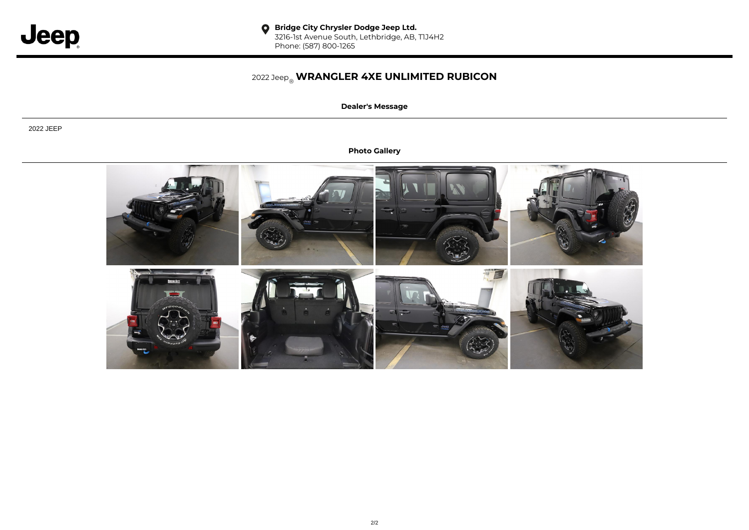Bridge City Chrysler Dodge Jeep Ltd.
3216-1st Avenue South, Lethbridge, AB, T1J4H2
Phone: (587) 800-1265

# 2022 Jeep® **WRANGLER 4XE UNLIMITED RUBICON**

## Dealer's Message

2022 JEEP

## Photo Gallery